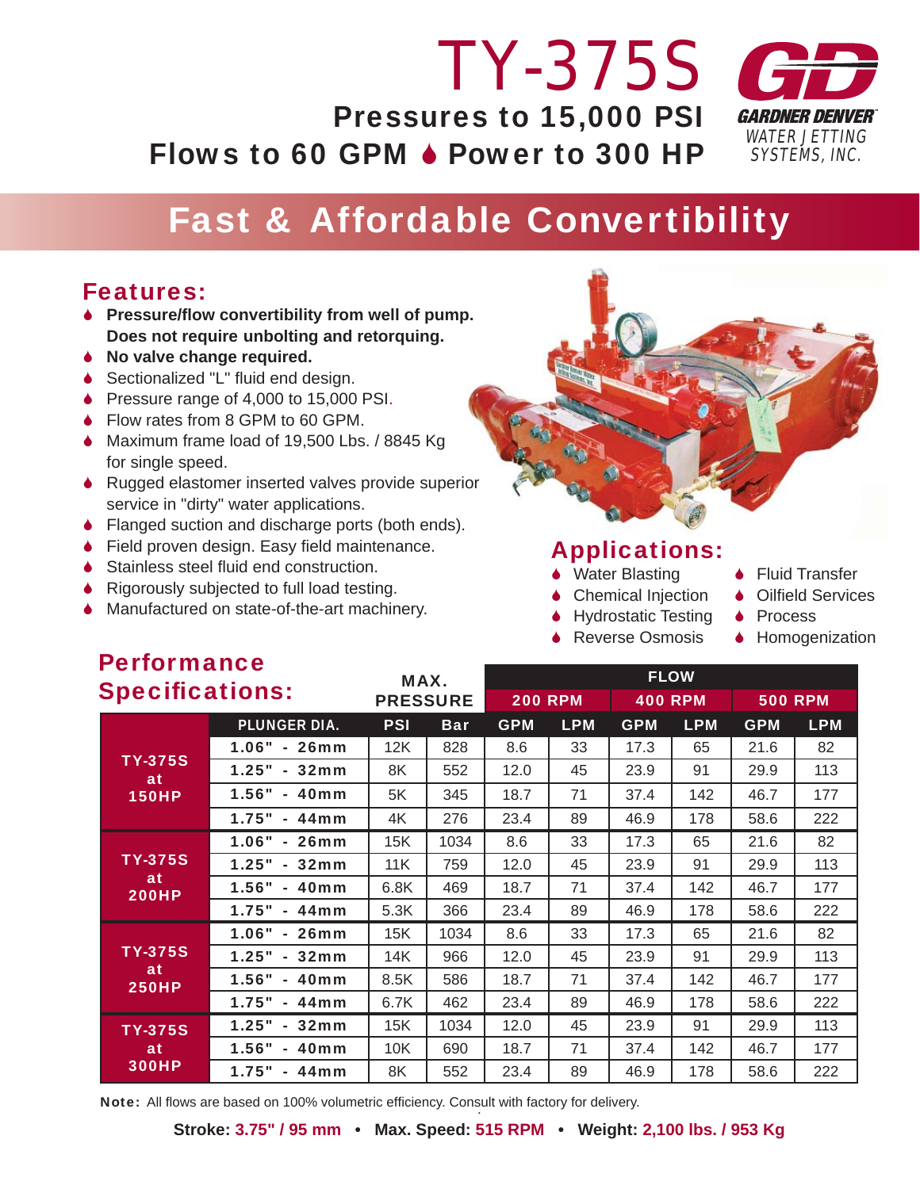# TY-375S

**Pressures to 15,000 PSI**

**Flows to 60 GPM ♦ Power to 300 HP**

GARDNER DENVER WATER JETTING SYSTEMS, INC.

## Fast & Affordable Convertibility

### Features:

- **Pressure/flow convertibility from well of pump. Does not require unbolting and retorquing.**
- **No valve change required.**
- Sectionalized "L" fluid end design.
- Pressure range of 4,000 to 15,000 PSI.
- Flow rates from 8 GPM to 60 GPM.
- Maximum frame load of 19,500 Lbs. / 8845 Kg for single speed.
- Rugged elastomer inserted valves provide superior service in "dirty" water applications.
- Flanged suction and discharge ports (both ends).
- Field proven design. Easy field maintenance.
- Stainless steel fluid end construction.
- Rigorously subjected to full load testing.
- Manufactured on state-of-the-art machinery.

### Applications:

- Water Blasting
- Chemical Injection
- Hydrostatic Testing
- Reverse Osmosis
- Fluid Transfer
- Oilfield Services
- Process
- Homogenization

### Performance Specifications:

| | | MAX. PRESSURE | | FLOW | | | | | |
|---|---|---|---|---|---|---|---|---|---|
| | | | | 200 RPM | | 400 RPM | | 500 RPM | |
| | PLUNGER DIA. | PSI | Bar | GPM | LPM | GPM | LPM | GPM | LPM |
| TY-375S at 150HP | 1.06" - 26mm | 12K | 828 | 8.6 | 33 | 17.3 | 65 | 21.6 | 82 |
| | 1.25" - 32mm | 8K | 552 | 12.0 | 45 | 23.9 | 91 | 29.9 | 113 |
| | 1.56" - 40mm | 5K | 345 | 18.7 | 71 | 37.4 | 142 | 46.7 | 177 |
| | 1.75" - 44mm | 4K | 276 | 23.4 | 89 | 46.9 | 178 | 58.6 | 222 |
| TY-375S at 200HP | 1.06" - 26mm | 15K | 1034 | 8.6 | 33 | 17.3 | 65 | 21.6 | 82 |
| | 1.25" - 32mm | 11K | 759 | 12.0 | 45 | 23.9 | 91 | 29.9 | 113 |
| | 1.56" - 40mm | 6.8K | 469 | 18.7 | 71 | 37.4 | 142 | 46.7 | 177 |
| | 1.75" - 44mm | 5.3K | 366 | 23.4 | 89 | 46.9 | 178 | 58.6 | 222 |
| TY-375S at 250HP | 1.06" - 26mm | 15K | 1034 | 8.6 | 33 | 17.3 | 65 | 21.6 | 82 |
| | 1.25" - 32mm | 14K | 966 | 12.0 | 45 | 23.9 | 91 | 29.9 | 113 |
| | 1.56" - 40mm | 8.5K | 586 | 18.7 | 71 | 37.4 | 142 | 46.7 | 177 |
| | 1.75" - 44mm | 6.7K | 462 | 23.4 | 89 | 46.9 | 178 | 58.6 | 222 |
| TY-375S at 300HP | 1.25" - 32mm | 15K | 1034 | 12.0 | 45 | 23.9 | 91 | 29.9 | 113 |
| | 1.56" - 40mm | 10K | 690 | 18.7 | 71 | 37.4 | 142 | 46.7 | 177 |
| | 1.75" - 44mm | 8K | 552 | 23.4 | 89 | 46.9 | 178 | 58.6 | 222 |

**Note:** All flows are based on 100% volumetric efficiency. Consult with factory for delivery.

**Stroke: 3.75" / 95 mm • Max. Speed: 515 RPM • Weight: 2,100 lbs. / 953 Kg**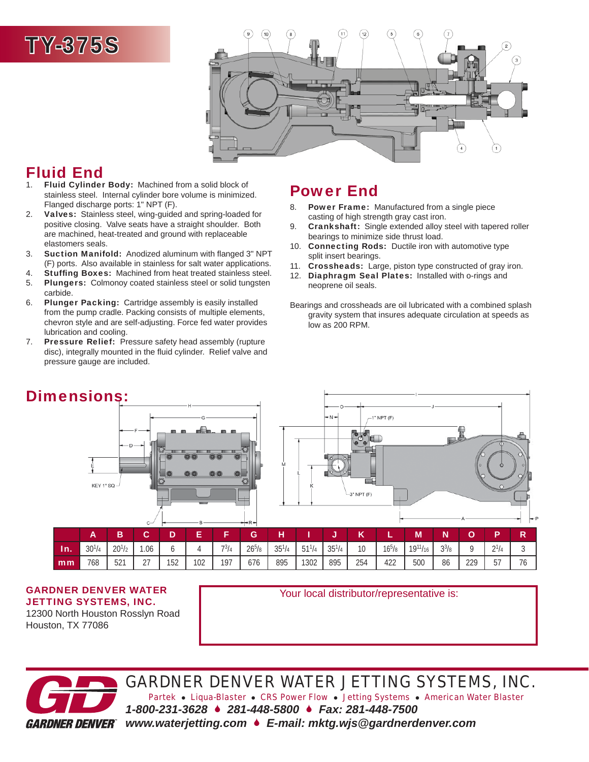# TY-375S

## Fluid End

1. **Fluid Cylinder Body:** Machined from a solid block of stainless steel. Internal cylinder bore volume is minimized. Flanged discharge ports: 1" NPT (F).
2. **Valves:** Stainless steel, wing-guided and spring-loaded for positive closing. Valve seats have a straight shoulder. Both are machined, heat-treated and ground with replaceable elastomers seals.
3. **Suction Manifold:** Anodized aluminum with flanged 3" NPT (F) ports. Also available in stainless for salt water applications.
4. **Stuffing Boxes:** Machined from heat treated stainless steel.
5. **Plungers:** Colmonoy coated stainless steel or solid tungsten carbide.
6. **Plunger Packing:** Cartridge assembly is easily installed from the pump cradle. Packing consists of multiple elements, chevron style and are self-adjusting. Force fed water provides lubrication and cooling.
7. **Pressure Relief:** Pressure safety head assembly (rupture disc), integrally mounted in the fluid cylinder. Relief valve and pressure gauge are included.

## Power End

8. **Power Frame:** Manufactured from a single piece casting of high strength gray cast iron.
9. **Crankshaft:** Single extended alloy steel with tapered roller bearings to minimize side thrust load.
10. **Connecting Rods:** Ductile iron with automotive type split insert bearings.
11. **Crossheads:** Large, piston type constructed of gray iron.
12. **Diaphragm Seal Plates:** Installed with o-rings and neoprene oil seals.

Bearings and crossheads are oil lubricated with a combined splash gravity system that insures adequate circulation at speeds as low as 200 RPM.

## Dimensions:

KEY 1" SQ

1" NPT (F)

3" NPT (F)

| | A | B | C | D | E | F | G | H | I | J | K | L | M | N | O | P | R |
|---|---|---|---|---|---|---|---|---|---|---|---|---|---|---|---|---|---|
| **In.** | $30^1/_4$ | $20^1/_2$ | 1.06 | 6 | 4 | $7^3/_4$ | $26^5/_8$ | $35^1/_4$ | $51^1/_4$ | $35^1/_4$ | 10 | $16^5/_8$ | $19^{11}/_{16}$ | $3^3/_8$ | 9 | $2^1/_4$ | 3 |
| **mm** | 768 | 521 | 27 | 152 | 102 | 197 | 676 | 895 | 1302 | 895 | 254 | 422 | 500 | 86 | 229 | 57 | 76 |

**GARDNER DENVER WATER JETTING SYSTEMS, INC.**
12300 North Houston Rosslyn Road
Houston, TX 77086

Your local distributor/representative is:

GARDNER DENVER WATER JETTING SYSTEMS, INC.
Partek • Liqua-Blaster • CRS Power Flow • Jetting Systems • American Water Blaster
*1-800-231-3628 • 281-448-5800 • Fax: 281-448-7500*
*www.waterjetting.com • E-mail: mktg.wjs@gardnerdenver.com*